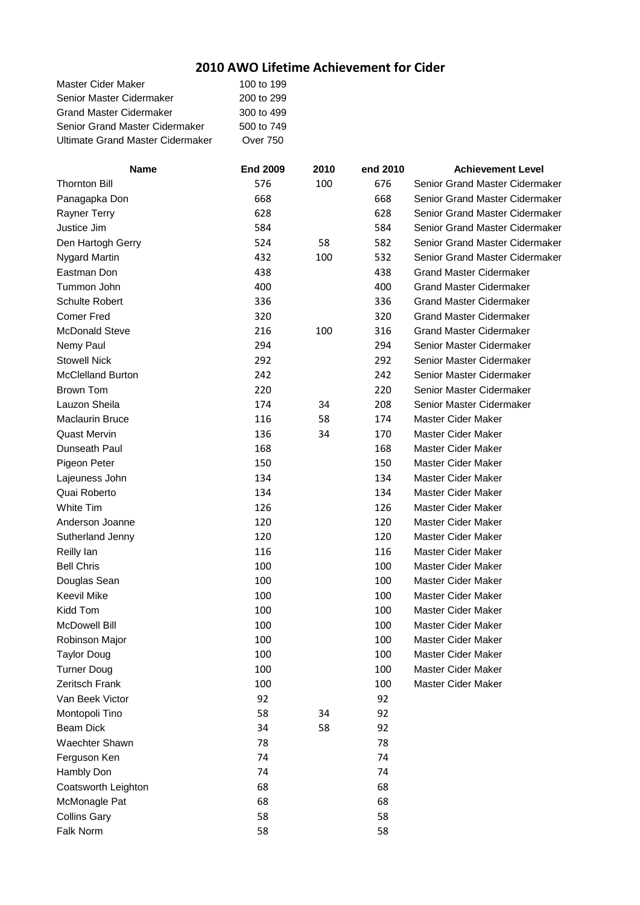# 2010 AWO Lifetime Achievement for Cider

| | |
|---|---|
| Master Cider Maker | 100 to 199 |
| Senior Master Cidermaker | 200 to 299 |
| Grand Master Cidermaker | 300 to 499 |
| Senior Grand Master Cidermaker | 500 to 749 |
| Ultimate Grand Master Cidermaker | Over 750 |

| Name | End 2009 | 2010 | end 2010 | Achievement Level |
|---|---|---|---|---|
| Thornton Bill | 576 | 100 | 676 | Senior Grand Master Cidermaker |
| Panagapka Don | 668 | | 668 | Senior Grand Master Cidermaker |
| Rayner Terry | 628 | | 628 | Senior Grand Master Cidermaker |
| Justice Jim | 584 | | 584 | Senior Grand Master Cidermaker |
| Den Hartogh Gerry | 524 | 58 | 582 | Senior Grand Master Cidermaker |
| Nygard Martin | 432 | 100 | 532 | Senior Grand Master Cidermaker |
| Eastman Don | 438 | | 438 | Grand Master Cidermaker |
| Tummon John | 400 | | 400 | Grand Master Cidermaker |
| Schulte Robert | 336 | | 336 | Grand Master Cidermaker |
| Comer Fred | 320 | | 320 | Grand Master Cidermaker |
| McDonald Steve | 216 | 100 | 316 | Grand Master Cidermaker |
| Nemy Paul | 294 | | 294 | Senior Master Cidermaker |
| Stowell Nick | 292 | | 292 | Senior Master Cidermaker |
| McClelland Burton | 242 | | 242 | Senior Master Cidermaker |
| Brown Tom | 220 | | 220 | Senior Master Cidermaker |
| Lauzon Sheila | 174 | 34 | 208 | Senior Master Cidermaker |
| Maclaurin Bruce | 116 | 58 | 174 | Master Cider Maker |
| Quast Mervin | 136 | 34 | 170 | Master Cider Maker |
| Dunseath Paul | 168 | | 168 | Master Cider Maker |
| Pigeon Peter | 150 | | 150 | Master Cider Maker |
| Lajeuness John | 134 | | 134 | Master Cider Maker |
| Quai Roberto | 134 | | 134 | Master Cider Maker |
| White Tim | 126 | | 126 | Master Cider Maker |
| Anderson Joanne | 120 | | 120 | Master Cider Maker |
| Sutherland Jenny | 120 | | 120 | Master Cider Maker |
| Reilly Ian | 116 | | 116 | Master Cider Maker |
| Bell Chris | 100 | | 100 | Master Cider Maker |
| Douglas Sean | 100 | | 100 | Master Cider Maker |
| Keevil Mike | 100 | | 100 | Master Cider Maker |
| Kidd Tom | 100 | | 100 | Master Cider Maker |
| McDowell Bill | 100 | | 100 | Master Cider Maker |
| Robinson Major | 100 | | 100 | Master Cider Maker |
| Taylor Doug | 100 | | 100 | Master Cider Maker |
| Turner Doug | 100 | | 100 | Master Cider Maker |
| Zeritsch Frank | 100 | | 100 | Master Cider Maker |
| Van Beek Victor | 92 | | 92 | |
| Montopoli Tino | 58 | 34 | 92 | |
| Beam Dick | 34 | 58 | 92 | |
| Waechter Shawn | 78 | | 78 | |
| Ferguson Ken | 74 | | 74 | |
| Hambly Don | 74 | | 74 | |
| Coatsworth Leighton | 68 | | 68 | |
| McMonagle Pat | 68 | | 68 | |
| Collins Gary | 58 | | 58 | |
| Falk Norm | 58 | | 58 | |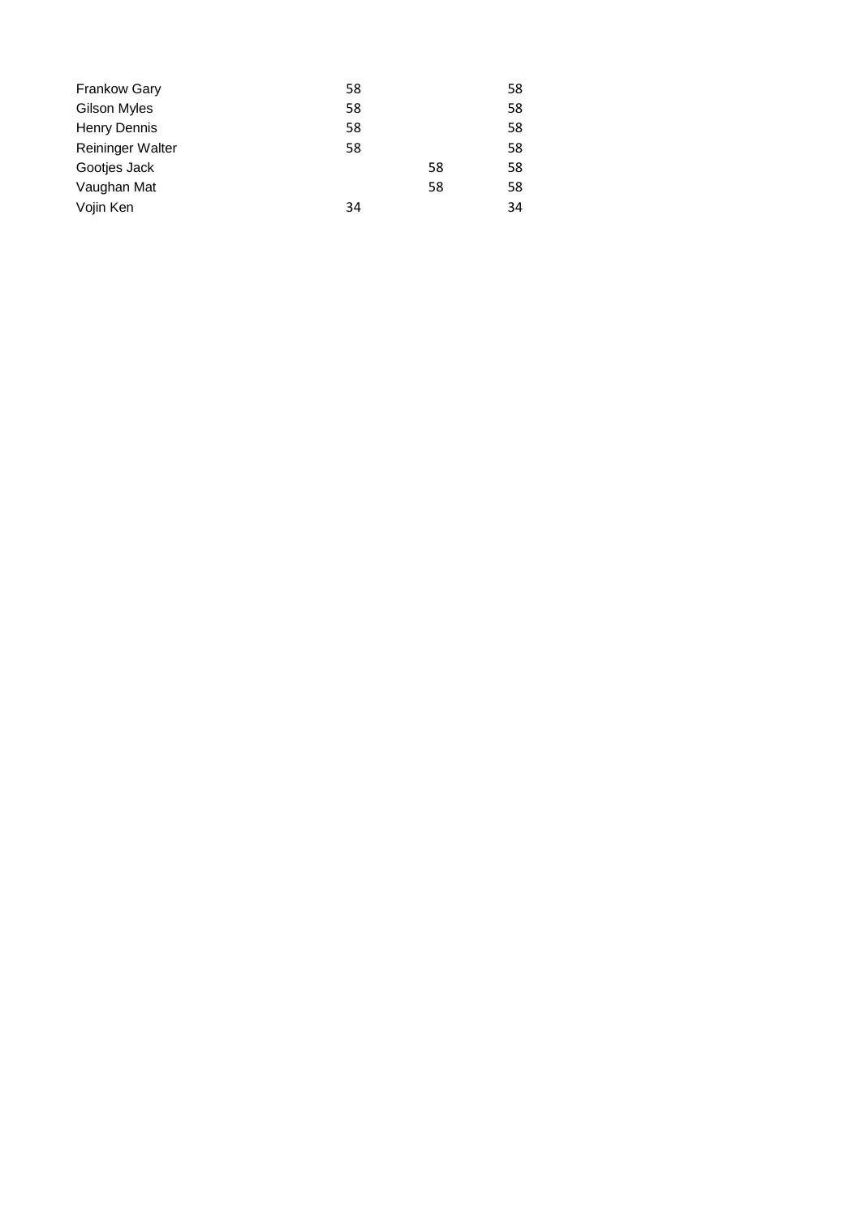| | | | |
|---|---|---|---|
| Frankow Gary | 58 | | 58 |
| Gilson Myles | 58 | | 58 |
| Henry Dennis | 58 | | 58 |
| Reininger Walter | 58 | | 58 |
| Gootjes Jack | | 58 | 58 |
| Vaughan Mat | | 58 | 58 |
| Vojin Ken | 34 | | 34 |